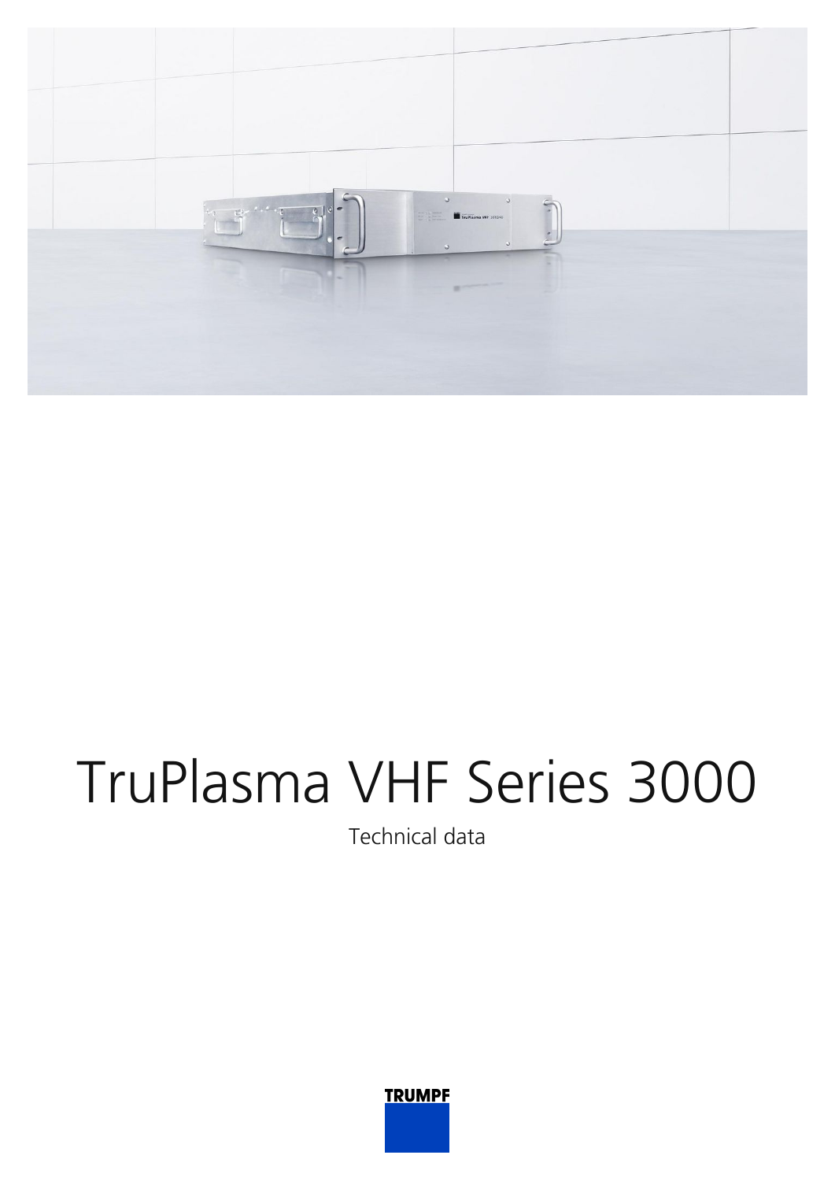# TruPlasma VHF Series 3000

Technical data

TRUMPF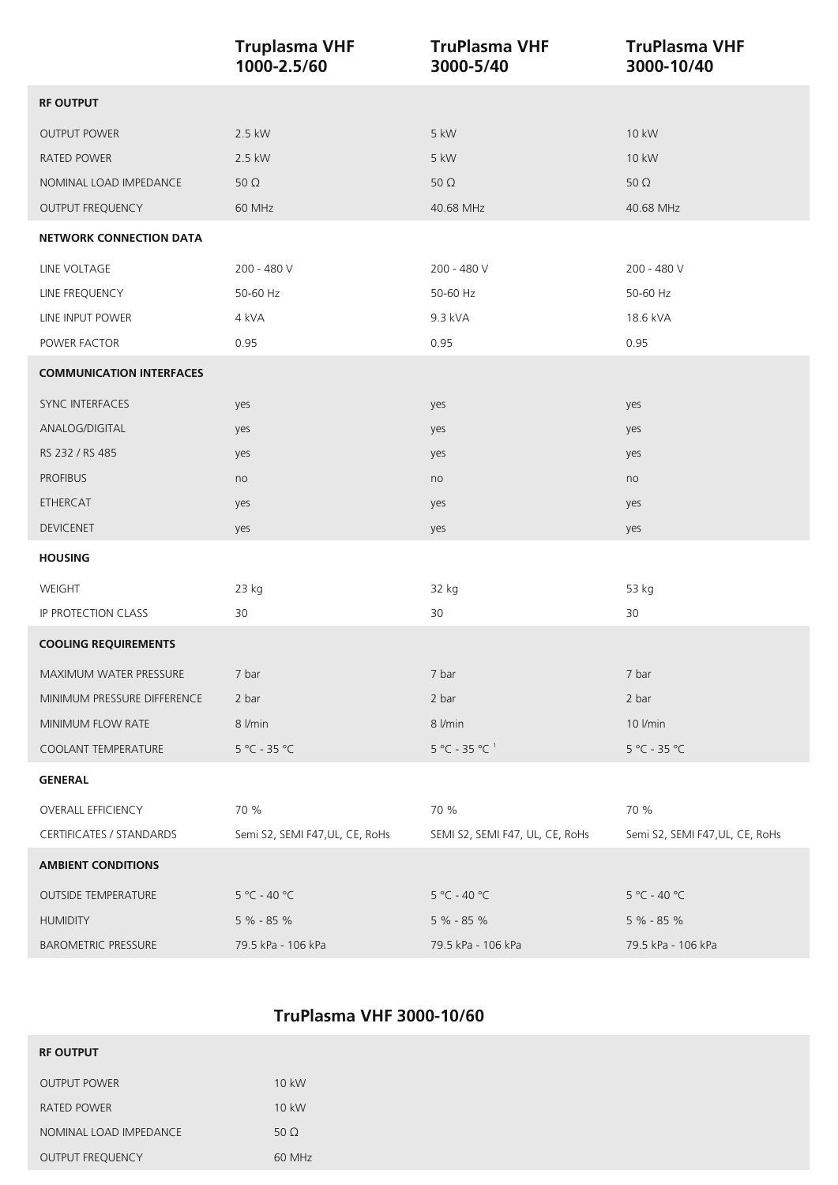| | Truplasma VHF 1000-2.5/60 | TruPlasma VHF 3000-5/40 | TruPlasma VHF 3000-10/40 |
|---|---|---|---|
| **RF OUTPUT** | | | |
| OUTPUT POWER | 2.5 kW | 5 kW | 10 kW |
| RATED POWER | 2.5 kW | 5 kW | 10 kW |
| NOMINAL LOAD IMPEDANCE | 50 Ω | 50 Ω | 50 Ω |
| OUTPUT FREQUENCY | 60 MHz | 40.68 MHz | 40.68 MHz |
| **NETWORK CONNECTION DATA** | | | |
| LINE VOLTAGE | 200 - 480 V | 200 - 480 V | 200 - 480 V |
| LINE FREQUENCY | 50-60 Hz | 50-60 Hz | 50-60 Hz |
| LINE INPUT POWER | 4 kVA | 9.3 kVA | 18.6 kVA |
| POWER FACTOR | 0.95 | 0.95 | 0.95 |
| **COMMUNICATION INTERFACES** | | | |
| SYNC INTERFACES | yes | yes | yes |
| ANALOG/DIGITAL | yes | yes | yes |
| RS 232 / RS 485 | yes | yes | yes |
| PROFIBUS | no | no | no |
| ETHERCAT | yes | yes | yes |
| DEVICENET | yes | yes | yes |
| **HOUSING** | | | |
| WEIGHT | 23 kg | 32 kg | 53 kg |
| IP PROTECTION CLASS | 30 | 30 | 30 |
| **COOLING REQUIREMENTS** | | | |
| MAXIMUM WATER PRESSURE | 7 bar | 7 bar | 7 bar |
| MINIMUM PRESSURE DIFFERENCE | 2 bar | 2 bar | 2 bar |
| MINIMUM FLOW RATE | 8 l/min | 8 l/min | 10 l/min |
| COOLANT TEMPERATURE | 5 °C - 35 °C | 5 °C - 35 °C [1] | 5 °C - 35 °C |
| **GENERAL** | | | |
| OVERALL EFFICIENCY | 70 % | 70 % | 70 % |
| CERTIFICATES / STANDARDS | Semi S2, SEMI F47,UL, CE, RoHs | SEMI S2, SEMI F47, UL, CE, RoHs | Semi S2, SEMI F47,UL, CE, RoHs |
| **AMBIENT CONDITIONS** | | | |
| OUTSIDE TEMPERATURE | 5 °C - 40 °C | 5 °C - 40 °C | 5 °C - 40 °C |
| HUMIDITY | 5 % - 85 % | 5 % - 85 % | 5 % - 85 % |
| BAROMETRIC PRESSURE | 79.5 kPa - 106 kPa | 79.5 kPa - 106 kPa | 79.5 kPa - 106 kPa |

| | TruPlasma VHF 3000-10/60 |
|---|---|
| **RF OUTPUT** | |
| OUTPUT POWER | 10 kW |
| RATED POWER | 10 kW |
| NOMINAL LOAD IMPEDANCE | 50 Ω |
| OUTPUT FREQUENCY | 60 MHz |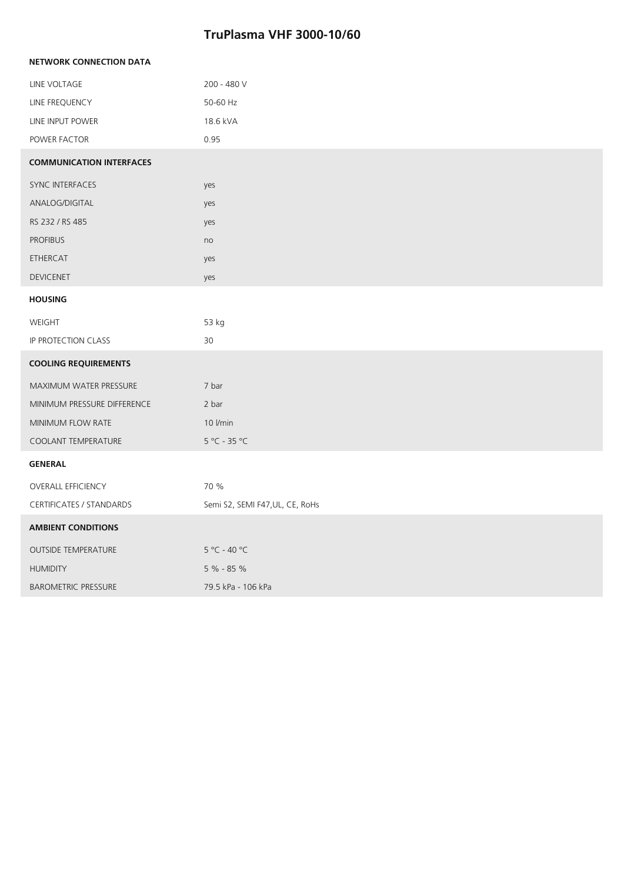# TruPlasma VHF 3000-10/60

| NETWORK CONNECTION DATA | |
|---|---|
| LINE VOLTAGE | 200 - 480 V |
| LINE FREQUENCY | 50-60 Hz |
| LINE INPUT POWER | 18.6 kVA |
| POWER FACTOR | 0.95 |
| **COMMUNICATION INTERFACES** | |
| SYNC INTERFACES | yes |
| ANALOG/DIGITAL | yes |
| RS 232 / RS 485 | yes |
| PROFIBUS | no |
| ETHERCAT | yes |
| DEVICENET | yes |
| **HOUSING** | |
| WEIGHT | 53 kg |
| IP PROTECTION CLASS | 30 |
| **COOLING REQUIREMENTS** | |
| MAXIMUM WATER PRESSURE | 7 bar |
| MINIMUM PRESSURE DIFFERENCE | 2 bar |
| MINIMUM FLOW RATE | 10 l/min |
| COOLANT TEMPERATURE | 5 °C - 35 °C |
| **GENERAL** | |
| OVERALL EFFICIENCY | 70 % |
| CERTIFICATES / STANDARDS | Semi S2, SEMI F47,UL, CE, RoHs |
| **AMBIENT CONDITIONS** | |
| OUTSIDE TEMPERATURE | 5 °C - 40 °C |
| HUMIDITY | 5 % - 85 % |
| BAROMETRIC PRESSURE | 79.5 kPa - 106 kPa |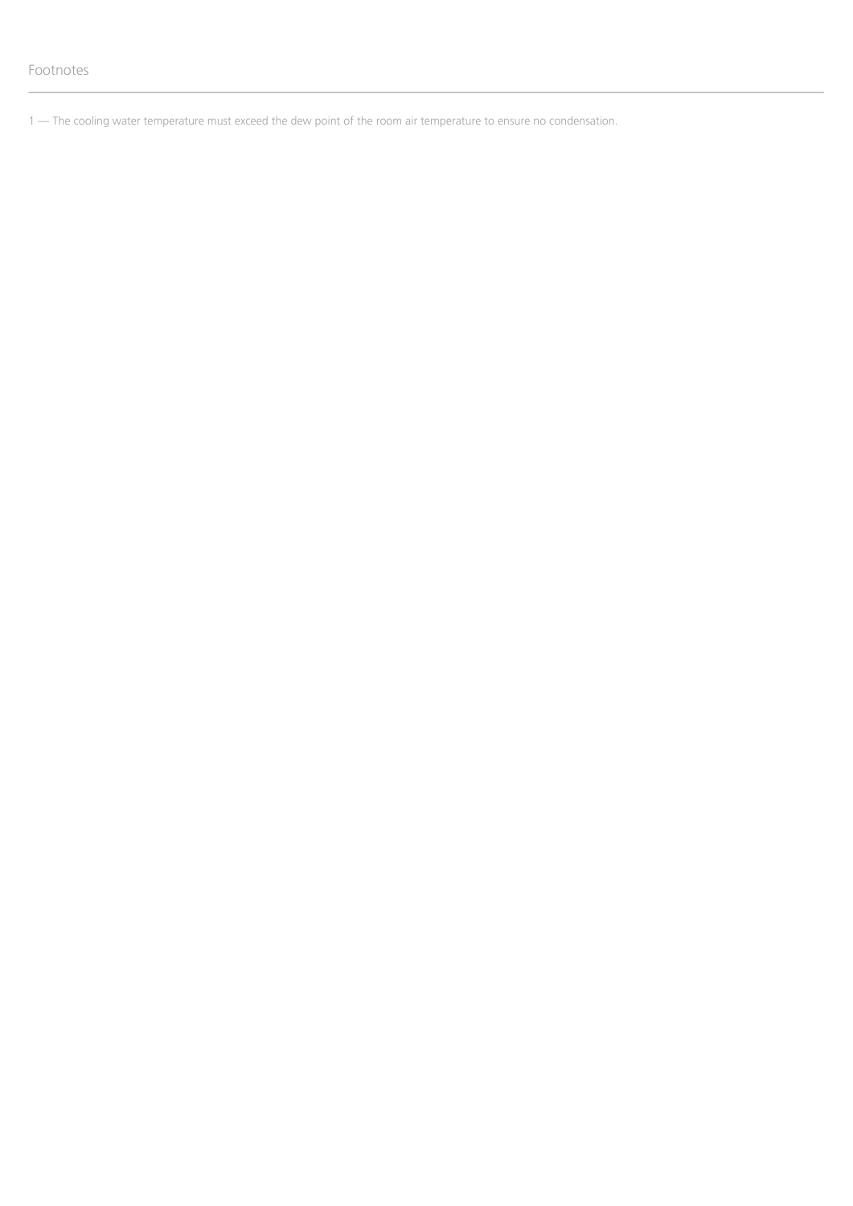Footnotes

---

1 — The cooling water temperature must exceed the dew point of the room air temperature to ensure no condensation.